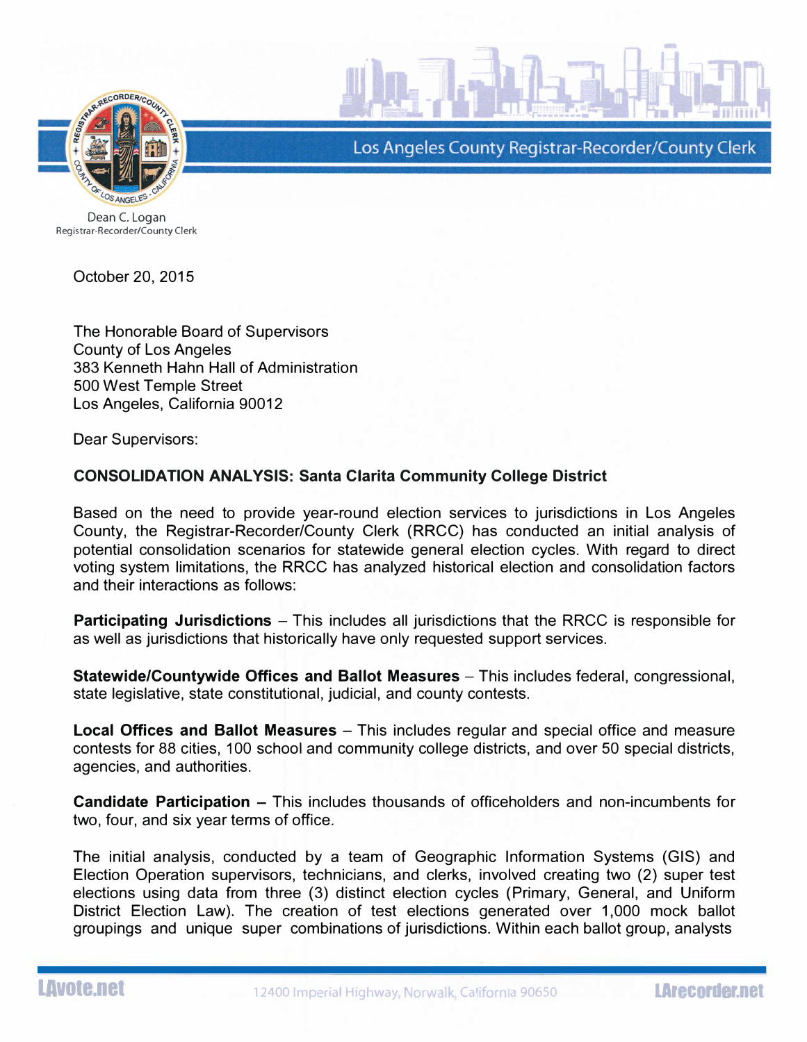Los Angeles County Registrar-Recorder/County Clerk

Dean C. Logan
Registrar-Recorder/County Clerk

October 20, 2015

The Honorable Board of Supervisors
County of Los Angeles
383 Kenneth Hahn Hall of Administration
500 West Temple Street
Los Angeles, California 90012

Dear Supervisors:

**CONSOLIDATION ANALYSIS: Santa Clarita Community College District**

Based on the need to provide year-round election services to jurisdictions in Los Angeles County, the Registrar-Recorder/County Clerk (RRCC) has conducted an initial analysis of potential consolidation scenarios for statewide general election cycles. With regard to direct voting system limitations, the RRCC has analyzed historical election and consolidation factors and their interactions as follows:

**Participating Jurisdictions** – This includes all jurisdictions that the RRCC is responsible for as well as jurisdictions that historically have only requested support services.

**Statewide/Countywide Offices and Ballot Measures** – This includes federal, congressional, state legislative, state constitutional, judicial, and county contests.

**Local Offices and Ballot Measures** – This includes regular and special office and measure contests for 88 cities, 100 school and community college districts, and over 50 special districts, agencies, and authorities.

**Candidate Participation** – This includes thousands of officeholders and non-incumbents for two, four, and six year terms of office.

The initial analysis, conducted by a team of Geographic Information Systems (GIS) and Election Operation supervisors, technicians, and clerks, involved creating two (2) super test elections using data from three (3) distinct election cycles (Primary, General, and Uniform District Election Law). The creation of test elections generated over 1,000 mock ballot groupings and unique super combinations of jurisdictions. Within each ballot group, analysts

LAvote.net 12400 Imperial Highway, Norwalk, California 90650 LArecorder.net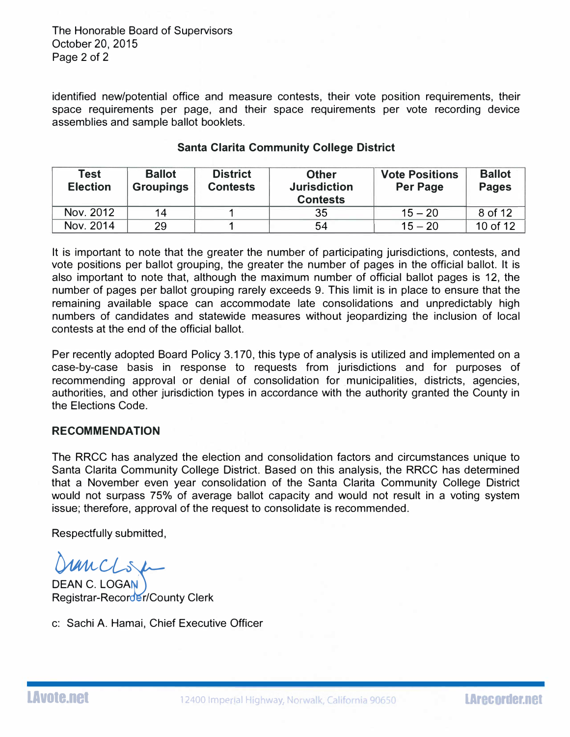identified new/potential office and measure contests, their vote position requirements, their space requirements per page, and their space requirements per vote recording device assemblies and sample ballot booklets.

**Santa Clarita Community College District**

| Test Election | Ballot Groupings | District Contests | Other Jurisdiction Contests | Vote Positions Per Page | Ballot Pages |
|---|---|---|---|---|---|
| Nov. 2012 | 14 | 1 | 35 | 15 – 20 | 8 of 12 |
| Nov. 2014 | 29 | 1 | 54 | 15 – 20 | 10 of 12 |

It is important to note that the greater the number of participating jurisdictions, contests, and vote positions per ballot grouping, the greater the number of pages in the official ballot. It is also important to note that, although the maximum number of official ballot pages is 12, the number of pages per ballot grouping rarely exceeds 9. This limit is in place to ensure that the remaining available space can accommodate late consolidations and unpredictably high numbers of candidates and statewide measures without jeopardizing the inclusion of local contests at the end of the official ballot.

Per recently adopted Board Policy 3.170, this type of analysis is utilized and implemented on a case-by-case basis in response to requests from jurisdictions and for purposes of recommending approval or denial of consolidation for municipalities, districts, agencies, authorities, and other jurisdiction types in accordance with the authority granted the County in the Elections Code.

## RECOMMENDATION

The RRCC has analyzed the election and consolidation factors and circumstances unique to Santa Clarita Community College District. Based on this analysis, the RRCC has determined that a November even year consolidation of the Santa Clarita Community College District would not surpass 75% of average ballot capacity and would not result in a voting system issue; therefore, approval of the request to consolidate is recommended.

Respectfully submitted,

DEAN C. LOGAN
Registrar-Recorder/County Clerk

c: Sachi A. Hamai, Chief Executive Officer

LAvote.net 12400 Imperial Highway, Norwalk, California 90650 LArecorder.net